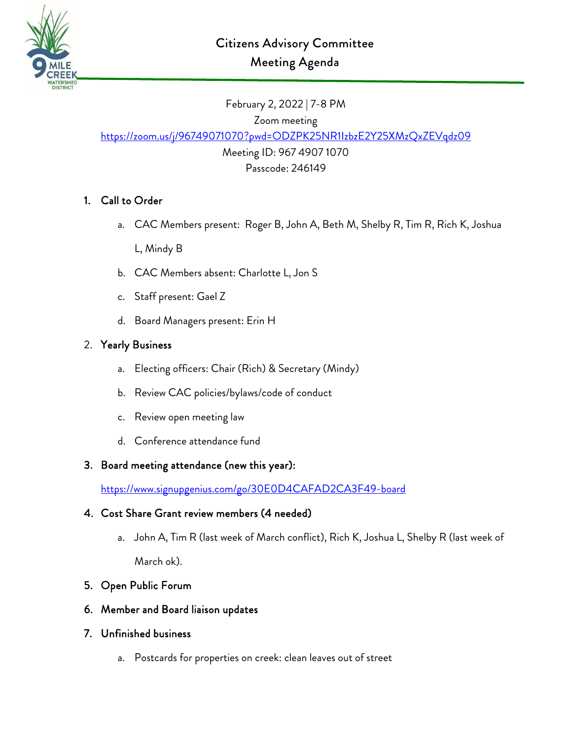# Citizens Advisory Committee
## Meeting Agenda

February 2, 2022 | 7-8 PM
Zoom meeting
https://zoom.us/j/96749071070?pwd=ODZPK25NR1IzbzE2Y25XMzQxZEVqdz09
Meeting ID: 967 4907 1070
Passcode: 246149

1. **Call to Order**
   a. CAC Members present: Roger B, John A, Beth M, Shelby R, Tim R, Rich K, Joshua L, Mindy B
   b. CAC Members absent: Charlotte L, Jon S
   c. Staff present: Gael Z
   d. Board Managers present: Erin H
2. **Yearly Business**
   a. Electing officers: Chair (Rich) & Secretary (Mindy)
   b. Review CAC policies/bylaws/code of conduct
   c. Review open meeting law
   d. Conference attendance fund
3. **Board meeting attendance (new this year):**
   https://www.signupgenius.com/go/30E0D4CAFAD2CA3F49-board
4. **Cost Share Grant review members (4 needed)**
   a. John A, Tim R (last week of March conflict), Rich K, Joshua L, Shelby R (last week of March ok).
5. **Open Public Forum**
6. **Member and Board liaison updates**
7. **Unfinished business**
   a. Postcards for properties on creek: clean leaves out of street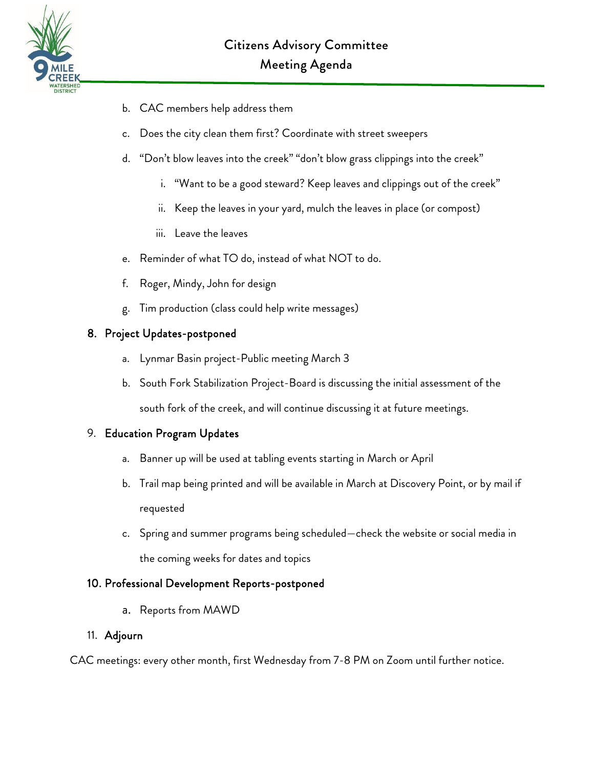b. CAC members help address them

c. Does the city clean them first? Coordinate with street sweepers

d. "Don't blow leaves into the creek" "don't blow grass clippings into the creek"

   i. "Want to be a good steward? Keep leaves and clippings out of the creek"

   ii. Keep the leaves in your yard, mulch the leaves in place (or compost)

   iii. Leave the leaves

e. Reminder of what TO do, instead of what NOT to do.

f. Roger, Mindy, John for design

g. Tim production (class could help write messages)

8. **Project Updates-postponed**

   a. Lynmar Basin project-Public meeting March 3

   b. South Fork Stabilization Project-Board is discussing the initial assessment of the south fork of the creek, and will continue discussing it at future meetings.

9. **Education Program Updates**

   a. Banner up will be used at tabling events starting in March or April

   b. Trail map being printed and will be available in March at Discovery Point, or by mail if requested

   c. Spring and summer programs being scheduled—check the website or social media in the coming weeks for dates and topics

10. **Professional Development Reports-postponed**

    a. Reports from MAWD

11. **Adjourn**

CAC meetings: every other month, first Wednesday from 7-8 PM on Zoom until further notice.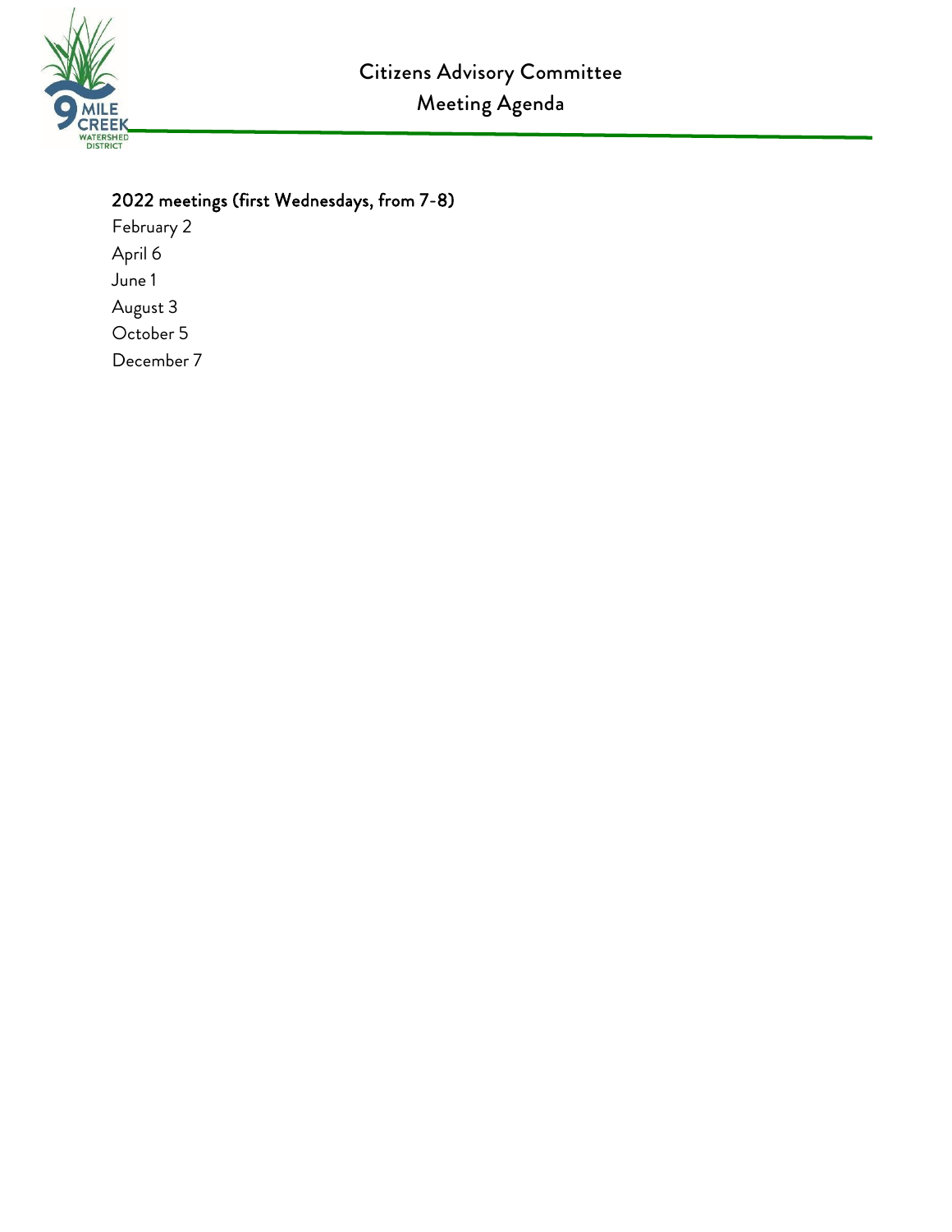# Citizens Advisory Committee
## Meeting Agenda

### 2022 meetings (first Wednesdays, from 7-8)

February 2
April 6
June 1
August 3
October 5
December 7